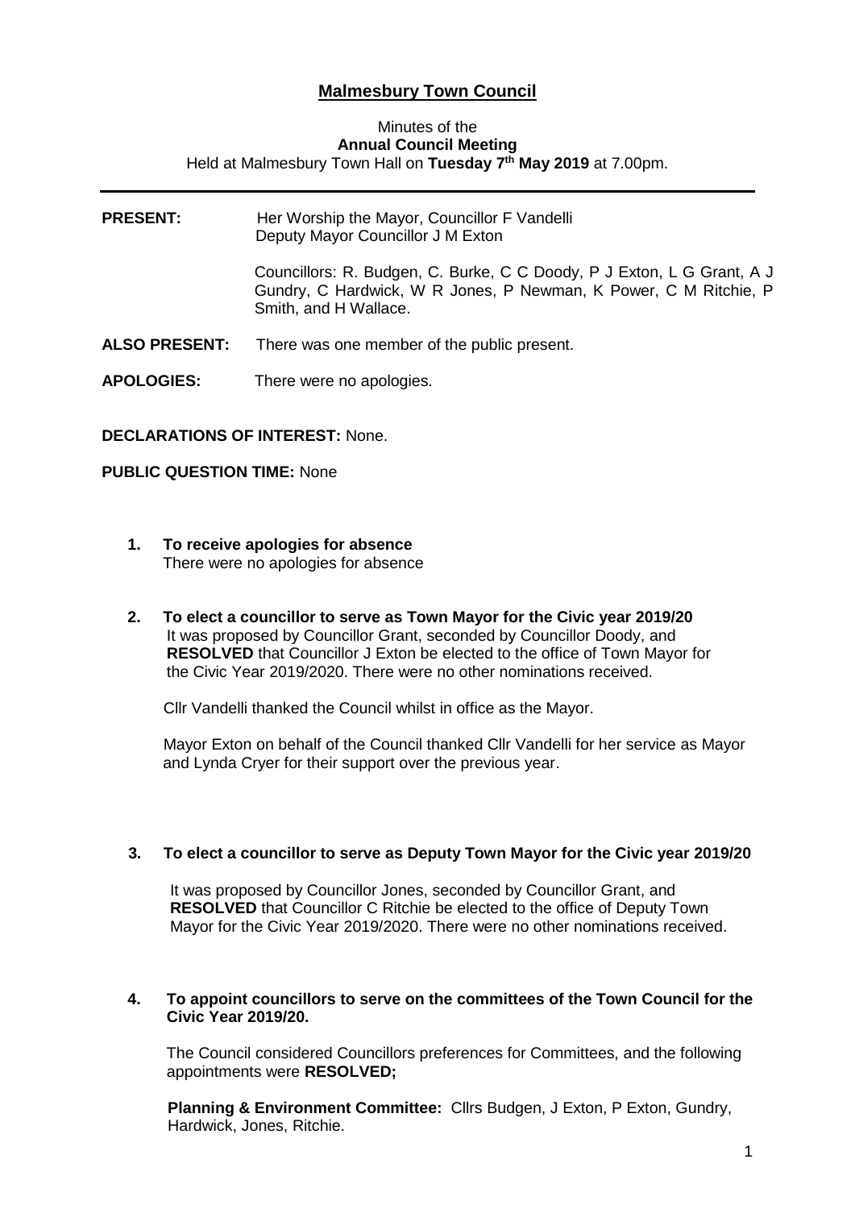# Malmesbury Town Council

Minutes of the
**Annual Council Meeting**
Held at Malmesbury Town Hall on **Tuesday 7th May 2019** at 7.00pm.

---

**PRESENT:** Her Worship the Mayor, Councillor F Vandelli
Deputy Mayor Councillor J M Exton

Councillors: R. Budgen, C. Burke, C C Doody, P J Exton, L G Grant, A J Gundry, C Hardwick, W R Jones, P Newman, K Power, C M Ritchie, P Smith, and H Wallace.

**ALSO PRESENT:** There was one member of the public present.

**APOLOGIES:** There were no apologies.

**DECLARATIONS OF INTEREST:** None.

**PUBLIC QUESTION TIME:** None

1. **To receive apologies for absence**
   There were no apologies for absence

2. **To elect a councillor to serve as Town Mayor for the Civic year 2019/20**
   It was proposed by Councillor Grant, seconded by Councillor Doody, and **RESOLVED** that Councillor J Exton be elected to the office of Town Mayor for the Civic Year 2019/2020. There were no other nominations received.

   Cllr Vandelli thanked the Council whilst in office as the Mayor.

   Mayor Exton on behalf of the Council thanked Cllr Vandelli for her service as Mayor and Lynda Cryer for their support over the previous year.

3. **To elect a councillor to serve as Deputy Town Mayor for the Civic year 2019/20**

   It was proposed by Councillor Jones, seconded by Councillor Grant, and **RESOLVED** that Councillor C Ritchie be elected to the office of Deputy Town Mayor for the Civic Year 2019/2020. There were no other nominations received.

4. **To appoint councillors to serve on the committees of the Town Council for the Civic Year 2019/20.**

   The Council considered Councillors preferences for Committees, and the following appointments were **RESOLVED;**

   **Planning & Environment Committee:** Cllrs Budgen, J Exton, P Exton, Gundry, Hardwick, Jones, Ritchie.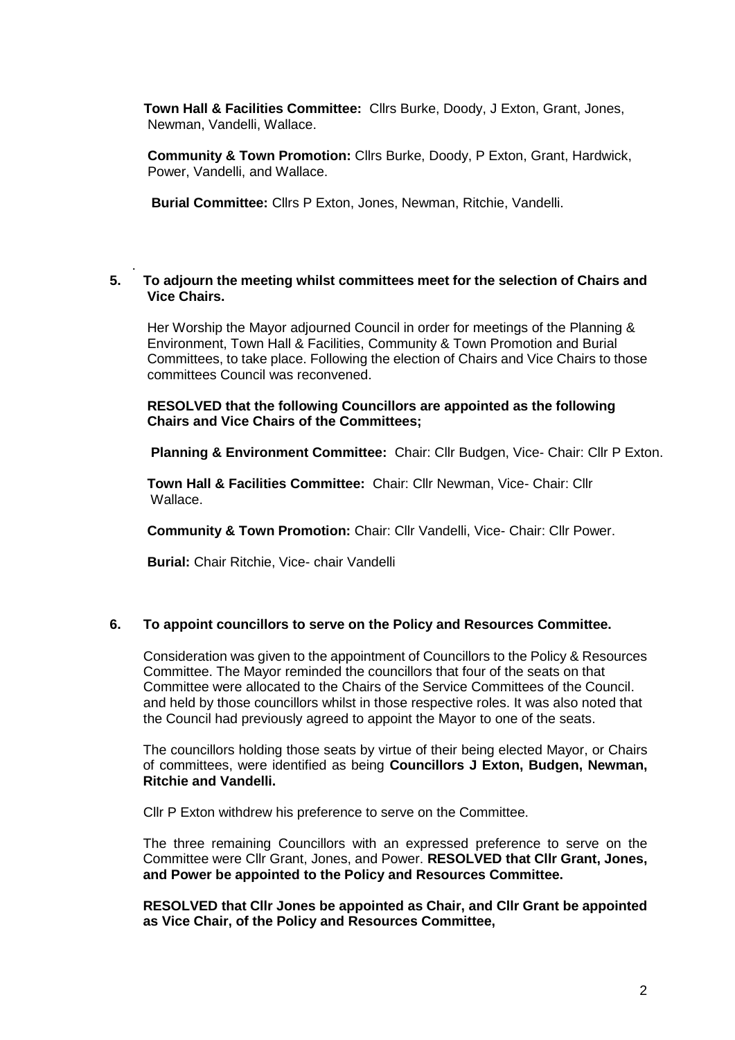**Town Hall & Facilities Committee:** Cllrs Burke, Doody, J Exton, Grant, Jones, Newman, Vandelli, Wallace.

**Community & Town Promotion:** Cllrs Burke, Doody, P Exton, Grant, Hardwick, Power, Vandelli, and Wallace.

**Burial Committee:** Cllrs P Exton, Jones, Newman, Ritchie, Vandelli.

**5. To adjourn the meeting whilst committees meet for the selection of Chairs and Vice Chairs.**

Her Worship the Mayor adjourned Council in order for meetings of the Planning & Environment, Town Hall & Facilities, Community & Town Promotion and Burial Committees, to take place. Following the election of Chairs and Vice Chairs to those committees Council was reconvened.

**RESOLVED that the following Councillors are appointed as the following Chairs and Vice Chairs of the Committees;**

**Planning & Environment Committee:** Chair: Cllr Budgen, Vice- Chair: Cllr P Exton.

**Town Hall & Facilities Committee:** Chair: Cllr Newman, Vice- Chair: Cllr Wallace.

**Community & Town Promotion:** Chair: Cllr Vandelli, Vice- Chair: Cllr Power.

**Burial:** Chair Ritchie, Vice- chair Vandelli

**6. To appoint councillors to serve on the Policy and Resources Committee.**

Consideration was given to the appointment of Councillors to the Policy & Resources Committee. The Mayor reminded the councillors that four of the seats on that Committee were allocated to the Chairs of the Service Committees of the Council. and held by those councillors whilst in those respective roles. It was also noted that the Council had previously agreed to appoint the Mayor to one of the seats.

The councillors holding those seats by virtue of their being elected Mayor, or Chairs of committees, were identified as being **Councillors J Exton, Budgen, Newman, Ritchie and Vandelli.**

Cllr P Exton withdrew his preference to serve on the Committee.

The three remaining Councillors with an expressed preference to serve on the Committee were Cllr Grant, Jones, and Power. **RESOLVED that Cllr Grant, Jones, and Power be appointed to the Policy and Resources Committee.**

**RESOLVED that Cllr Jones be appointed as Chair, and Cllr Grant be appointed as Vice Chair, of the Policy and Resources Committee,**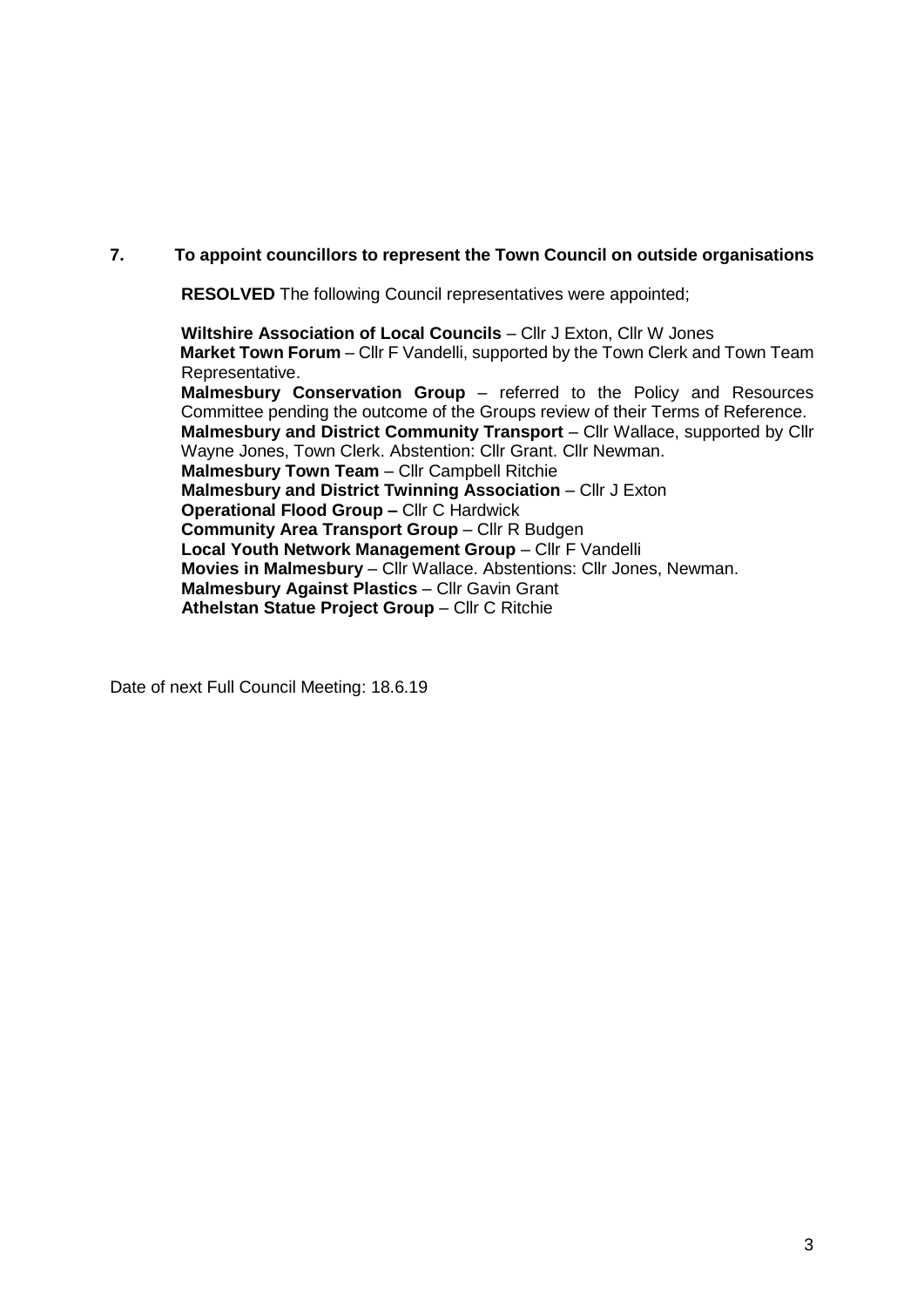**7. To appoint councillors to represent the Town Council on outside organisations**

**RESOLVED** The following Council representatives were appointed;

**Wiltshire Association of Local Councils** – Cllr J Exton, Cllr W Jones
**Market Town Forum** – Cllr F Vandelli, supported by the Town Clerk and Town Team Representative.
**Malmesbury Conservation Group** – referred to the Policy and Resources Committee pending the outcome of the Groups review of their Terms of Reference.
**Malmesbury and District Community Transport** – Cllr Wallace, supported by Cllr Wayne Jones, Town Clerk. Abstention: Cllr Grant. Cllr Newman.
**Malmesbury Town Team** – Cllr Campbell Ritchie
**Malmesbury and District Twinning Association** – Cllr J Exton
**Operational Flood Group –** Cllr C Hardwick
**Community Area Transport Group** – Cllr R Budgen
**Local Youth Network Management Group** – Cllr F Vandelli
**Movies in Malmesbury** – Cllr Wallace. Abstentions: Cllr Jones, Newman.
**Malmesbury Against Plastics** – Cllr Gavin Grant
**Athelstan Statue Project Group** – Cllr C Ritchie

Date of next Full Council Meeting: 18.6.19